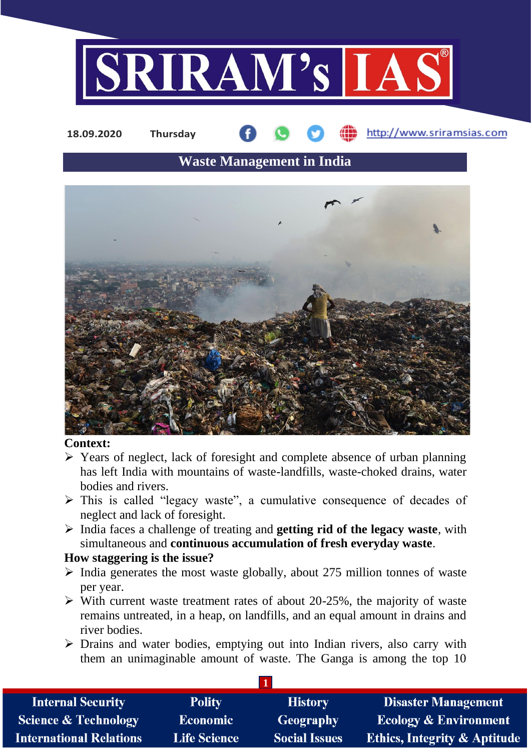18.09.2020 Thursday http://www.sriramsias.com

# Waste Management in India

**Context:**

- Years of neglect, lack of foresight and complete absence of urban planning has left India with mountains of waste-landfills, waste-choked drains, water bodies and rivers.
- This is called "legacy waste", a cumulative consequence of decades of neglect and lack of foresight.
- India faces a challenge of treating and **getting rid of the legacy waste**, with simultaneous and **continuous accumulation of fresh everyday waste**.

**How staggering is the issue?**

- India generates the most waste globally, about 275 million tonnes of waste per year.
- With current waste treatment rates of about 20-25%, the majority of waste remains untreated, in a heap, on landfills, and an equal amount in drains and river bodies.
- Drains and water bodies, emptying out into Indian rivers, also carry with them an unimaginable amount of waste. The Ganga is among the top 10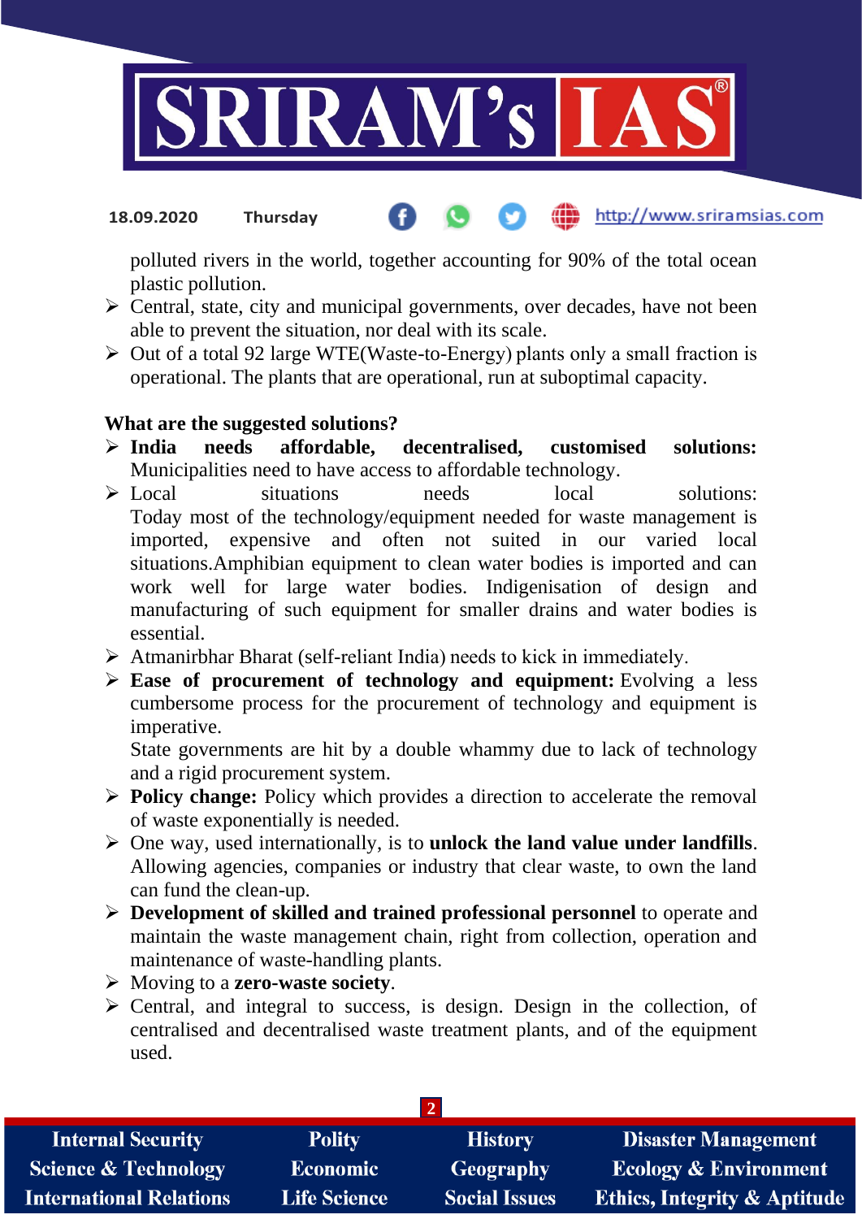polluted rivers in the world, together accounting for 90% of the total ocean plastic pollution.

- Central, state, city and municipal governments, over decades, have not been able to prevent the situation, nor deal with its scale.
- Out of a total 92 large WTE(Waste-to-Energy) plants only a small fraction is operational. The plants that are operational, run at suboptimal capacity.

**What are the suggested solutions?**

- **India needs affordable, decentralised, customised solutions:** Municipalities need to have access to affordable technology.
- Local situations needs local solutions: Today most of the technology/equipment needed for waste management is imported, expensive and often not suited in our varied local situations.Amphibian equipment to clean water bodies is imported and can work well for large water bodies. Indigenisation of design and manufacturing of such equipment for smaller drains and water bodies is essential.
- Atmanirbhar Bharat (self-reliant India) needs to kick in immediately.
- **Ease of procurement of technology and equipment:** Evolving a less cumbersome process for the procurement of technology and equipment is imperative.
  State governments are hit by a double whammy due to lack of technology and a rigid procurement system.
- **Policy change:** Policy which provides a direction to accelerate the removal of waste exponentially is needed.
- One way, used internationally, is to **unlock the land value under landfills**. Allowing agencies, companies or industry that clear waste, to own the land can fund the clean-up.
- **Development of skilled and trained professional personnel** to operate and maintain the waste management chain, right from collection, operation and maintenance of waste-handling plants.
- Moving to a **zero-waste society**.
- Central, and integral to success, is design. Design in the collection, of centralised and decentralised waste treatment plants, and of the equipment used.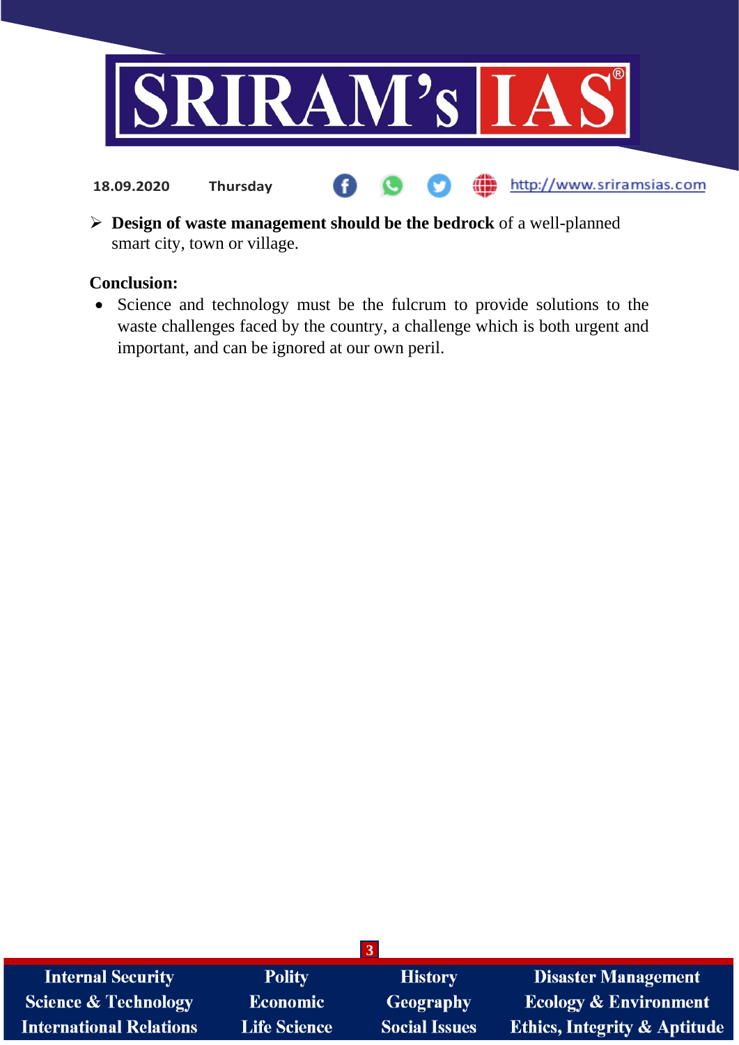- **Design of waste management should be the bedrock** of a well-planned smart city, town or village.

**Conclusion:**

- Science and technology must be the fulcrum to provide solutions to the waste challenges faced by the country, a challenge which is both urgent and important, and can be ignored at our own peril.